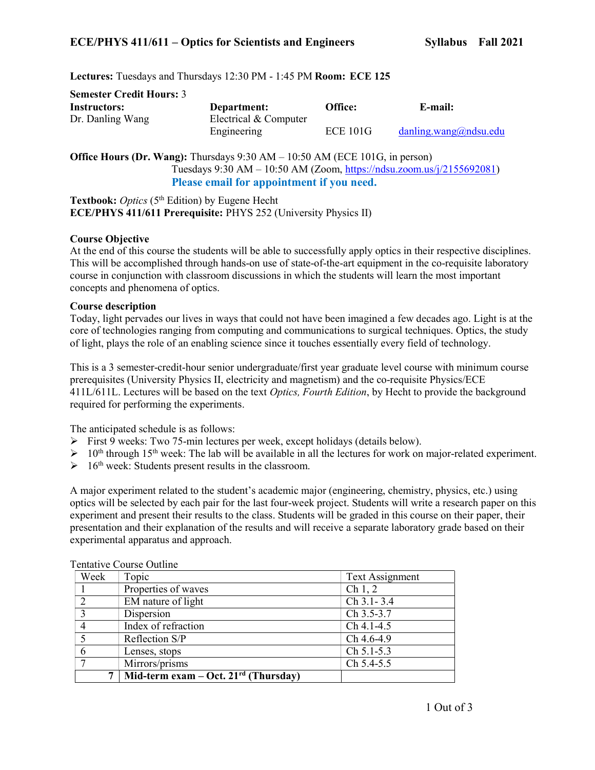# ECE/PHYS 411/611 – Optics for Scientists and Engineers     Syllabus   Fall 2021

**Lectures:** Tuesdays and Thursdays 12:30 PM - 1:45 PM **Room: ECE 125**

**Semester Credit Hours:** 3

| **Instructors:** | **Department:** | **Office:** | **E-mail:** |
|---|---|---|---|
| Dr. Danling Wang | Electrical & Computer Engineering | ECE 101G | danling.wang@ndsu.edu |

**Office Hours (Dr. Wang):** Thursdays 9:30 AM – 10:50 AM (ECE 101G, in person)
Tuesdays 9:30 AM – 10:50 AM (Zoom, https://ndsu.zoom.us/j/2155692081)
**Please email for appointment if you need.**

**Textbook:** *Optics* (5th Edition) by Eugene Hecht
**ECE/PHYS 411/611 Prerequisite:** PHYS 252 (University Physics II)

**Course Objective**
At the end of this course the students will be able to successfully apply optics in their respective disciplines. This will be accomplished through hands-on use of state-of-the-art equipment in the co-requisite laboratory course in conjunction with classroom discussions in which the students will learn the most important concepts and phenomena of optics.

**Course description**
Today, light pervades our lives in ways that could not have been imagined a few decades ago. Light is at the core of technologies ranging from computing and communications to surgical techniques. Optics, the study of light, plays the role of an enabling science since it touches essentially every field of technology.

This is a 3 semester-credit-hour senior undergraduate/first year graduate level course with minimum course prerequisites (University Physics II, electricity and magnetism) and the co-requisite Physics/ECE 411L/611L. Lectures will be based on the text *Optics, Fourth Edition*, by Hecht to provide the background required for performing the experiments.

The anticipated schedule is as follows:

- First 9 weeks: Two 75-min lectures per week, except holidays (details below).
- 10th through 15th week: The lab will be available in all the lectures for work on major-related experiment.
- 16th week: Students present results in the classroom.

A major experiment related to the student's academic major (engineering, chemistry, physics, etc.) using optics will be selected by each pair for the last four-week project. Students will write a research paper on this experiment and present their results to the class. Students will be graded in this course on their paper, their presentation and their explanation of the results and will receive a separate laboratory grade based on their experimental apparatus and approach.

Tentative Course Outline

| Week | Topic | Text Assignment |
|---|---|---|
| 1 | Properties of waves | Ch 1, 2 |
| 2 | EM nature of light | Ch 3.1- 3.4 |
| 3 | Dispersion | Ch 3.5-3.7 |
| 4 | Index of refraction | Ch 4.1-4.5 |
| 5 | Reflection S/P | Ch 4.6-4.9 |
| 6 | Lenses, stops | Ch 5.1-5.3 |
| 7 | Mirrors/prisms | Ch 5.4-5.5 |
| **7** | **Mid-term exam – Oct. 21rd (Thursday)** | |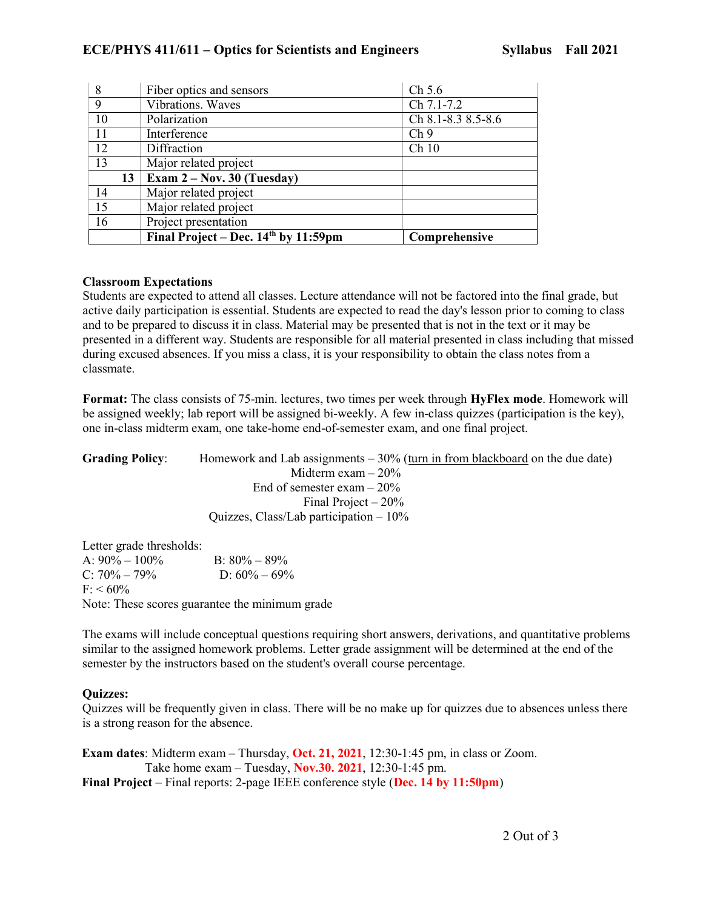| | | |
|---|---|---|
| 8 | Fiber optics and sensors | Ch 5.6 |
| 9 | Vibrations. Waves | Ch 7.1-7.2 |
| 10 | Polarization | Ch 8.1-8.3 8.5-8.6 |
| 11 | Interference | Ch 9 |
| 12 | Diffraction | Ch 10 |
| 13 | Major related project | |
| **13** | **Exam 2 – Nov. 30 (Tuesday)** | |
| 14 | Major related project | |
| 15 | Major related project | |
| 16 | Project presentation | |
| | **Final Project – Dec. 14th by 11:59pm** | **Comprehensive** |

**Classroom Expectations**

Students are expected to attend all classes. Lecture attendance will not be factored into the final grade, but active daily participation is essential. Students are expected to read the day's lesson prior to coming to class and to be prepared to discuss it in class. Material may be presented that is not in the text or it may be presented in a different way. Students are responsible for all material presented in class including that missed during excused absences. If you miss a class, it is your responsibility to obtain the class notes from a classmate.

**Format:** The class consists of 75-min. lectures, two times per week through **HyFlex mode**. Homework will be assigned weekly; lab report will be assigned bi-weekly. A few in-class quizzes (participation is the key), one in-class midterm exam, one take-home end-of-semester exam, and one final project.

**Grading Policy**: Homework and Lab assignments – 30% (turn in from blackboard on the due date)
Midterm exam – 20%
End of semester exam – 20%
Final Project – 20%
Quizzes, Class/Lab participation – 10%

Letter grade thresholds:
A: 90% – 100% B: 80% – 89%
C: 70% – 79% D: 60% – 69%
F: < 60%
Note: These scores guarantee the minimum grade

The exams will include conceptual questions requiring short answers, derivations, and quantitative problems similar to the assigned homework problems. Letter grade assignment will be determined at the end of the semester by the instructors based on the student's overall course percentage.

**Quizzes:**

Quizzes will be frequently given in class. There will be no make up for quizzes due to absences unless there is a strong reason for the absence.

**Exam dates**: Midterm exam – Thursday, **Oct. 21, 2021**, 12:30-1:45 pm, in class or Zoom.
Take home exam – Tuesday, **Nov.30. 2021**, 12:30-1:45 pm.
**Final Project** – Final reports: 2-page IEEE conference style (**Dec. 14 by 11:50pm**)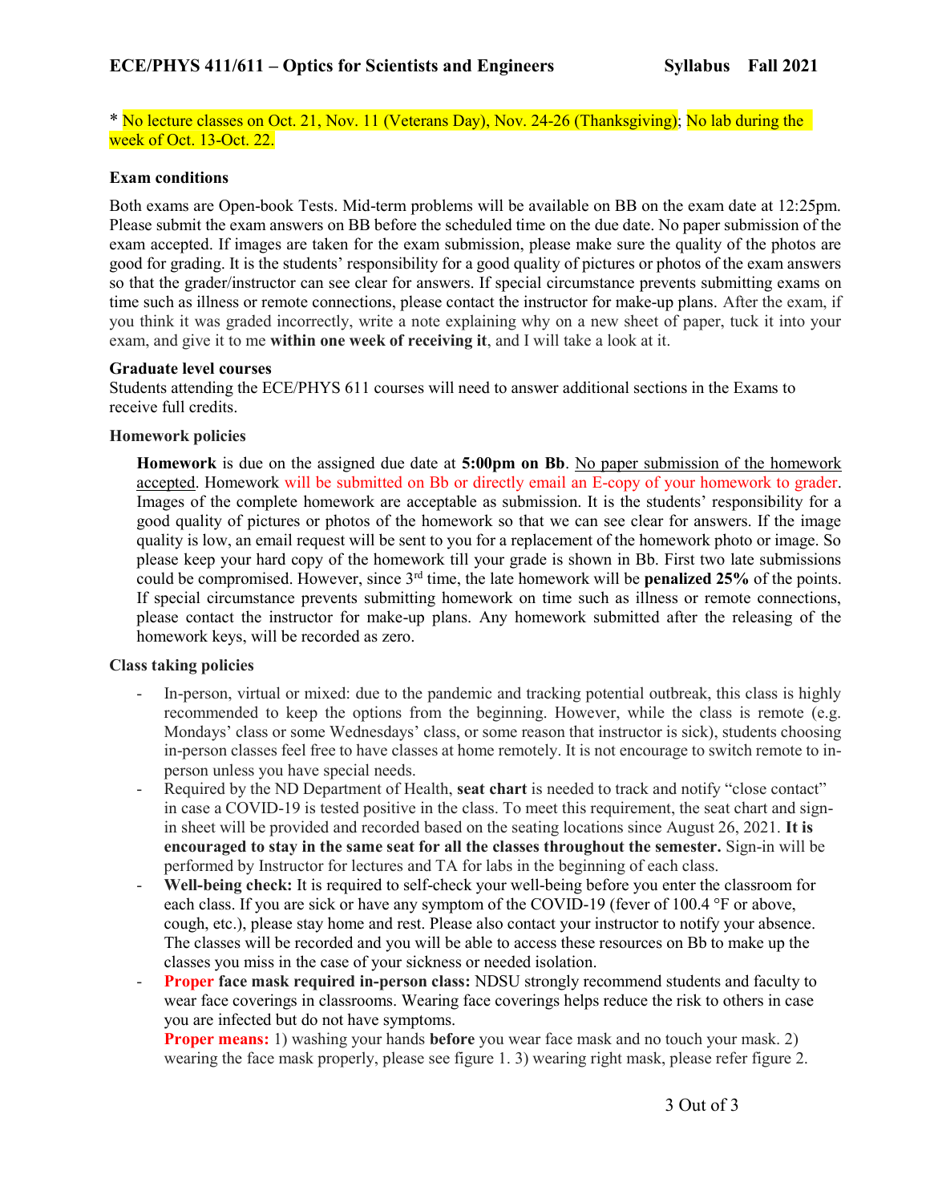\* No lecture classes on Oct. 21, Nov. 11 (Veterans Day), Nov. 24-26 (Thanksgiving); No lab during the week of Oct. 13-Oct. 22.

**Exam conditions**

Both exams are Open-book Tests. Mid-term problems will be available on BB on the exam date at 12:25pm. Please submit the exam answers on BB before the scheduled time on the due date. No paper submission of the exam accepted. If images are taken for the exam submission, please make sure the quality of the photos are good for grading. It is the students' responsibility for a good quality of pictures or photos of the exam answers so that the grader/instructor can see clear for answers. If special circumstance prevents submitting exams on time such as illness or remote connections, please contact the instructor for make-up plans. After the exam, if you think it was graded incorrectly, write a note explaining why on a new sheet of paper, tuck it into your exam, and give it to me **within one week of receiving it**, and I will take a look at it.

**Graduate level courses**

Students attending the ECE/PHYS 611 courses will need to answer additional sections in the Exams to receive full credits.

**Homework policies**

**Homework** is due on the assigned due date at **5:00pm on Bb**. No paper submission of the homework accepted. Homework will be submitted on Bb or directly email an E-copy of your homework to grader. Images of the complete homework are acceptable as submission. It is the students' responsibility for a good quality of pictures or photos of the homework so that we can see clear for answers. If the image quality is low, an email request will be sent to you for a replacement of the homework photo or image. So please keep your hard copy of the homework till your grade is shown in Bb. First two late submissions could be compromised. However, since 3rd time, the late homework will be **penalized 25%** of the points. If special circumstance prevents submitting homework on time such as illness or remote connections, please contact the instructor for make-up plans. Any homework submitted after the releasing of the homework keys, will be recorded as zero.

**Class taking policies**

- In-person, virtual or mixed: due to the pandemic and tracking potential outbreak, this class is highly recommended to keep the options from the beginning. However, while the class is remote (e.g. Mondays' class or some Wednesdays' class, or some reason that instructor is sick), students choosing in-person classes feel free to have classes at home remotely. It is not encourage to switch remote to in-person unless you have special needs.
- Required by the ND Department of Health, **seat chart** is needed to track and notify "close contact" in case a COVID-19 is tested positive in the class. To meet this requirement, the seat chart and sign-in sheet will be provided and recorded based on the seating locations since August 26, 2021. **It is encouraged to stay in the same seat for all the classes throughout the semester.** Sign-in will be performed by Instructor for lectures and TA for labs in the beginning of each class.
- **Well-being check:** It is required to self-check your well-being before you enter the classroom for each class. If you are sick or have any symptom of the COVID-19 (fever of 100.4 °F or above, cough, etc.), please stay home and rest. Please also contact your instructor to notify your absence. The classes will be recorded and you will be able to access these resources on Bb to make up the classes you miss in the case of your sickness or needed isolation.
- **Proper face mask required in-person class:** NDSU strongly recommend students and faculty to wear face coverings in classrooms. Wearing face coverings helps reduce the risk to others in case you are infected but do not have symptoms.
  **Proper means:** 1) washing your hands **before** you wear face mask and no touch your mask. 2) wearing the face mask properly, please see figure 1. 3) wearing right mask, please refer figure 2.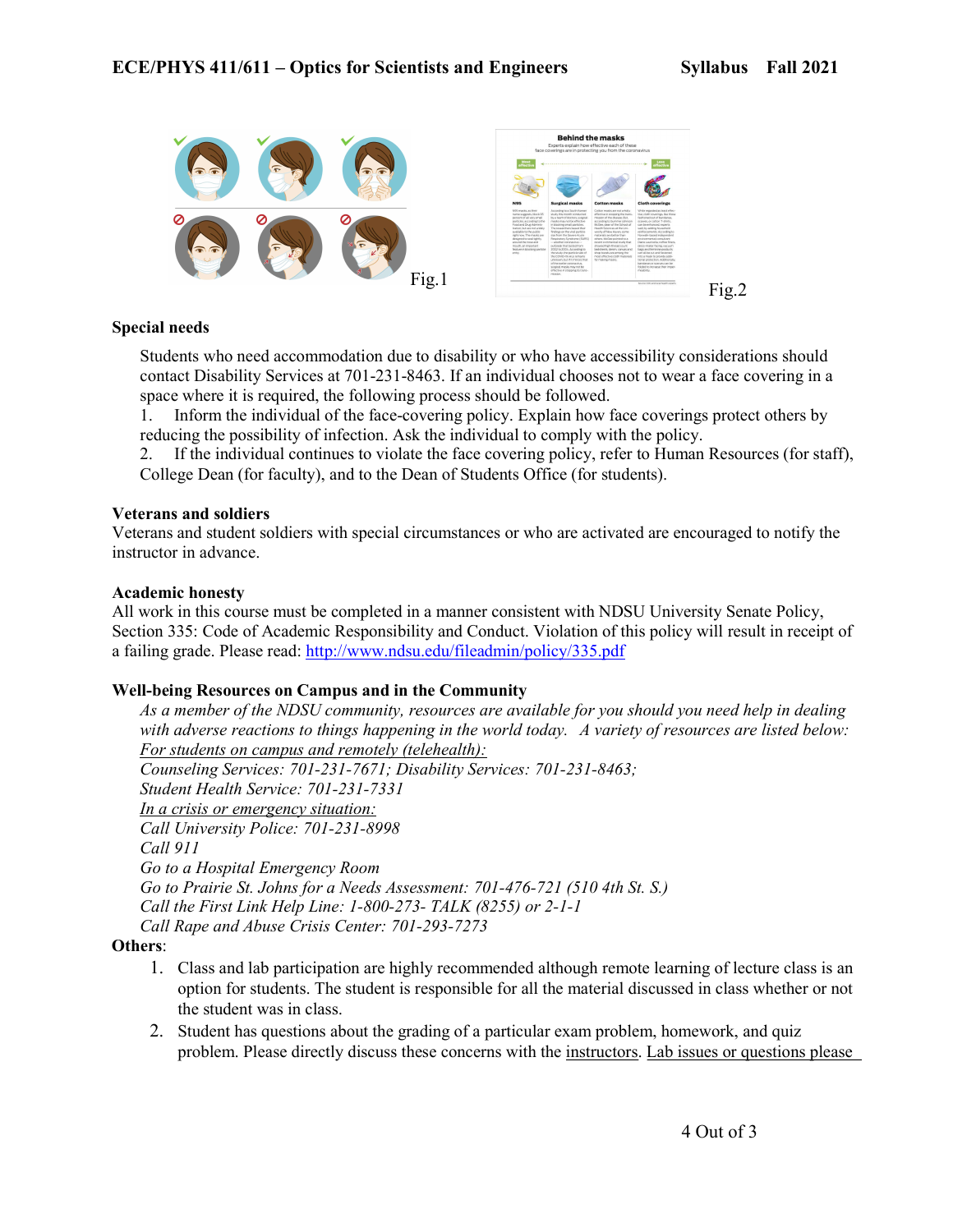Fig.1

Fig.2

**Special needs**

Students who need accommodation due to disability or who have accessibility considerations should contact Disability Services at 701-231-8463. If an individual chooses not to wear a face covering in a space where it is required, the following process should be followed.

1. Inform the individual of the face-covering policy. Explain how face coverings protect others by reducing the possibility of infection. Ask the individual to comply with the policy.
2. If the individual continues to violate the face covering policy, refer to Human Resources (for staff), College Dean (for faculty), and to the Dean of Students Office (for students).

**Veterans and soldiers**

Veterans and student soldiers with special circumstances or who are activated are encouraged to notify the instructor in advance.

**Academic honesty**

All work in this course must be completed in a manner consistent with NDSU University Senate Policy, Section 335: Code of Academic Responsibility and Conduct. Violation of this policy will result in receipt of a failing grade. Please read: http://www.ndsu.edu/fileadmin/policy/335.pdf

**Well-being Resources on Campus and in the Community**

*As a member of the NDSU community, resources are available for you should you need help in dealing with adverse reactions to things happening in the world today. A variety of resources are listed below:*
*For students on campus and remotely (telehealth):*
*Counseling Services: 701-231-7671; Disability Services: 701-231-8463;*
*Student Health Service: 701-231-7331*
*In a crisis or emergency situation:*
*Call University Police: 701-231-8998*
*Call 911*
*Go to a Hospital Emergency Room*
*Go to Prairie St. Johns for a Needs Assessment: 701-476-721 (510 4th St. S.)*
*Call the First Link Help Line: 1-800-273- TALK (8255) or 2-1-1*
*Call Rape and Abuse Crisis Center: 701-293-7273*

**Others**:

1. Class and lab participation are highly recommended although remote learning of lecture class is an option for students. The student is responsible for all the material discussed in class whether or not the student was in class.
2. Student has questions about the grading of a particular exam problem, homework, and quiz problem. Please directly discuss these concerns with the instructors. Lab issues or questions please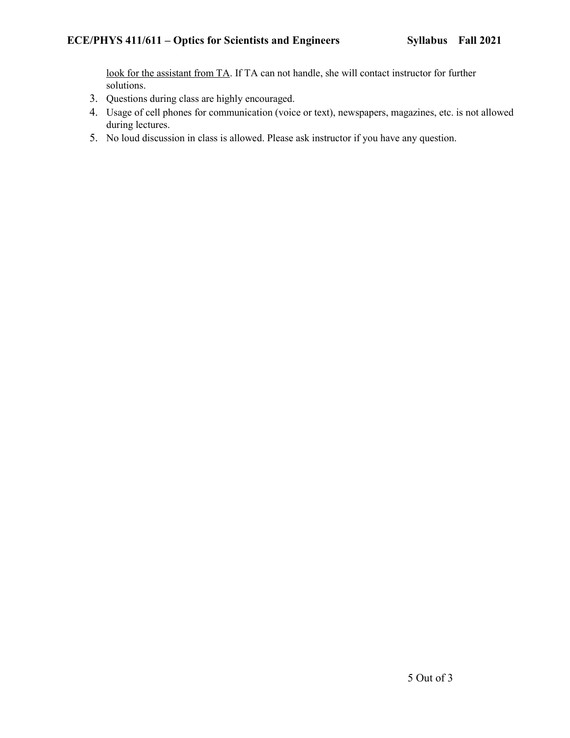look for the assistant from TA. If TA can not handle, she will contact instructor for further solutions.

3. Questions during class are highly encouraged.
4. Usage of cell phones for communication (voice or text), newspapers, magazines, etc. is not allowed during lectures.
5. No loud discussion in class is allowed. Please ask instructor if you have any question.